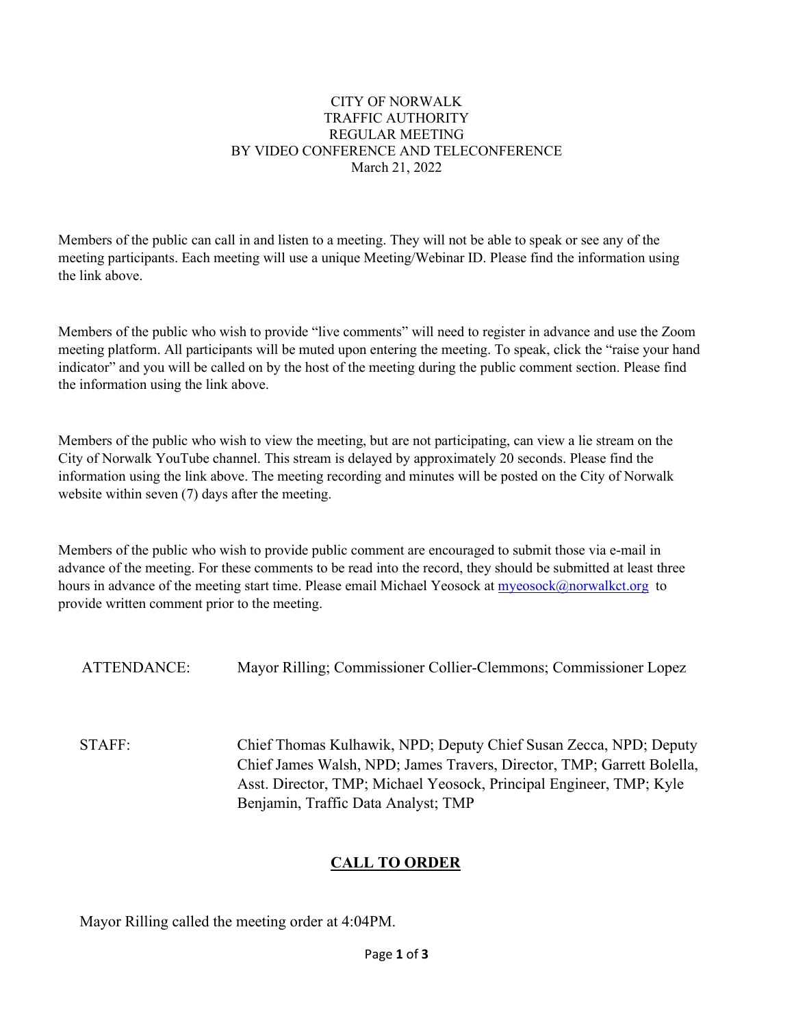CITY OF NORWALK
TRAFFIC AUTHORITY
REGULAR MEETING
BY VIDEO CONFERENCE AND TELECONFERENCE
March 21, 2022

Members of the public can call in and listen to a meeting. They will not be able to speak or see any of the meeting participants. Each meeting will use a unique Meeting/Webinar ID. Please find the information using the link above.

Members of the public who wish to provide "live comments" will need to register in advance and use the Zoom meeting platform. All participants will be muted upon entering the meeting. To speak, click the "raise your hand indicator" and you will be called on by the host of the meeting during the public comment section. Please find the information using the link above.

Members of the public who wish to view the meeting, but are not participating, can view a lie stream on the City of Norwalk YouTube channel. This stream is delayed by approximately 20 seconds. Please find the information using the link above. The meeting recording and minutes will be posted on the City of Norwalk website within seven (7) days after the meeting.

Members of the public who wish to provide public comment are encouraged to submit those via e-mail in advance of the meeting. For these comments to be read into the record, they should be submitted at least three hours in advance of the meeting start time. Please email Michael Yeosock at myeosock@norwalkct.org to provide written comment prior to the meeting.

ATTENDANCE: Mayor Rilling; Commissioner Collier-Clemmons; Commissioner Lopez

STAFF: Chief Thomas Kulhawik, NPD; Deputy Chief Susan Zecca, NPD; Deputy Chief James Walsh, NPD; James Travers, Director, TMP; Garrett Bolella, Asst. Director, TMP; Michael Yeosock, Principal Engineer, TMP; Kyle Benjamin, Traffic Data Analyst; TMP

## CALL TO ORDER

Mayor Rilling called the meeting order at 4:04PM.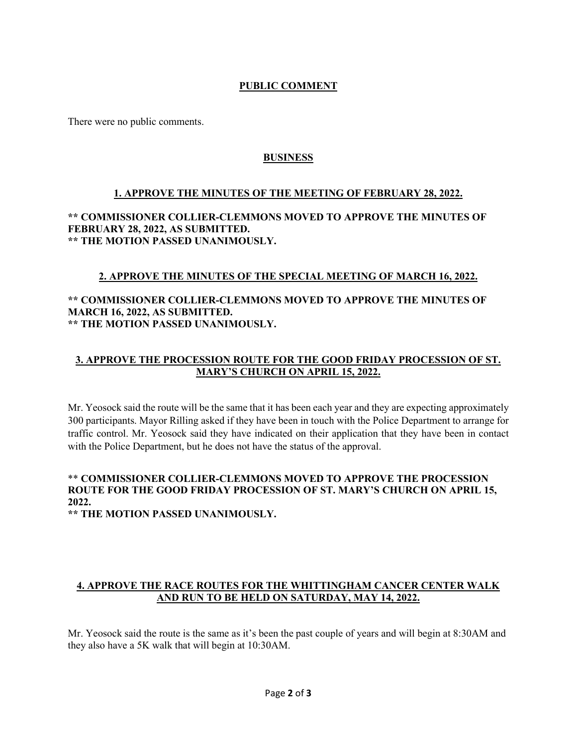## PUBLIC COMMENT

There were no public comments.

## BUSINESS

### 1. APPROVE THE MINUTES OF THE MEETING OF FEBRUARY 28, 2022.

**** COMMISSIONER COLLIER-CLEMMONS MOVED TO APPROVE THE MINUTES OF FEBRUARY 28, 2022, AS SUBMITTED.**
**** THE MOTION PASSED UNANIMOUSLY.**

### 2. APPROVE THE MINUTES OF THE SPECIAL MEETING OF MARCH 16, 2022.

**** COMMISSIONER COLLIER-CLEMMONS MOVED TO APPROVE THE MINUTES OF MARCH 16, 2022, AS SUBMITTED.**
**** THE MOTION PASSED UNANIMOUSLY.**

### 3. APPROVE THE PROCESSION ROUTE FOR THE GOOD FRIDAY PROCESSION OF ST. MARY'S CHURCH ON APRIL 15, 2022.

Mr. Yeosock said the route will be the same that it has been each year and they are expecting approximately 300 participants. Mayor Rilling asked if they have been in touch with the Police Department to arrange for traffic control. Mr. Yeosock said they have indicated on their application that they have been in contact with the Police Department, but he does not have the status of the approval.

**** COMMISSIONER COLLIER-CLEMMONS MOVED TO APPROVE THE PROCESSION ROUTE FOR THE GOOD FRIDAY PROCESSION OF ST. MARY'S CHURCH ON APRIL 15, 2022.**
**** THE MOTION PASSED UNANIMOUSLY.**

### 4. APPROVE THE RACE ROUTES FOR THE WHITTINGHAM CANCER CENTER WALK AND RUN TO BE HELD ON SATURDAY, MAY 14, 2022.

Mr. Yeosock said the route is the same as it's been the past couple of years and will begin at 8:30AM and they also have a 5K walk that will begin at 10:30AM.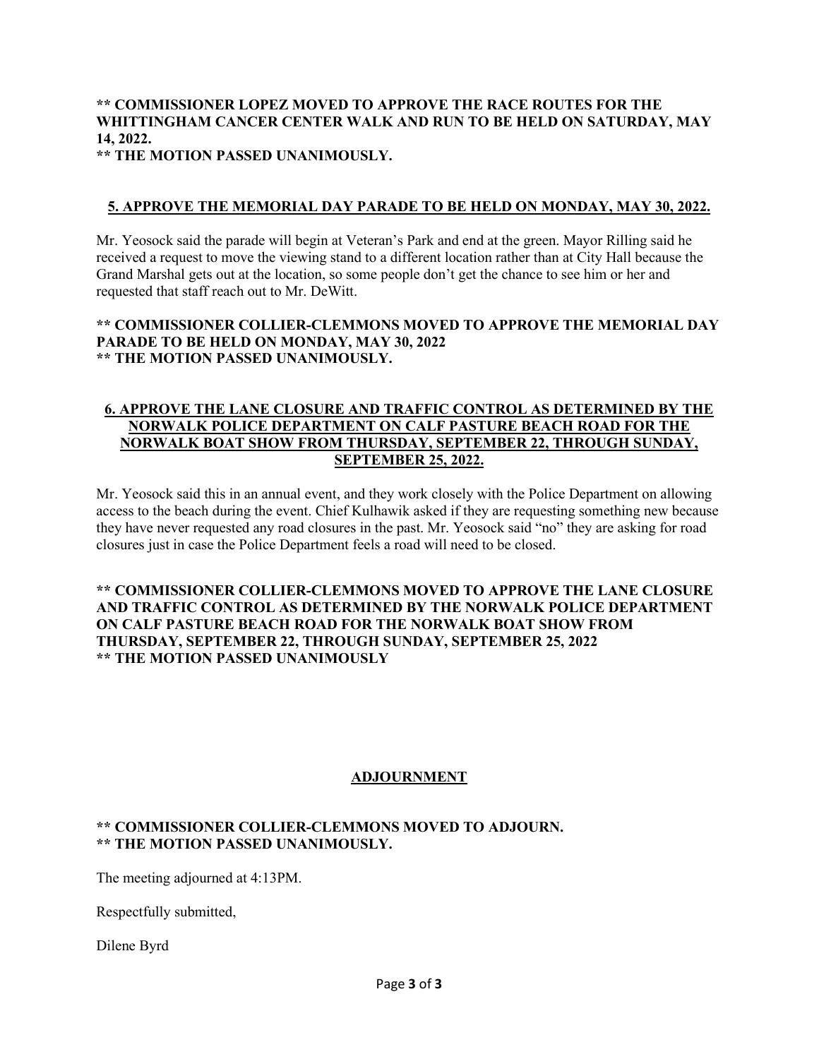**\*\* COMMISSIONER LOPEZ MOVED TO APPROVE THE RACE ROUTES FOR THE WHITTINGHAM CANCER CENTER WALK AND RUN TO BE HELD ON SATURDAY, MAY 14, 2022.**
**\*\* THE MOTION PASSED UNANIMOUSLY.**

**5. APPROVE THE MEMORIAL DAY PARADE TO BE HELD ON MONDAY, MAY 30, 2022.**

Mr. Yeosock said the parade will begin at Veteran's Park and end at the green. Mayor Rilling said he received a request to move the viewing stand to a different location rather than at City Hall because the Grand Marshal gets out at the location, so some people don't get the chance to see him or her and requested that staff reach out to Mr. DeWitt.

**\*\* COMMISSIONER COLLIER-CLEMMONS MOVED TO APPROVE THE MEMORIAL DAY PARADE TO BE HELD ON MONDAY, MAY 30, 2022**
**\*\* THE MOTION PASSED UNANIMOUSLY.**

**6. APPROVE THE LANE CLOSURE AND TRAFFIC CONTROL AS DETERMINED BY THE NORWALK POLICE DEPARTMENT ON CALF PASTURE BEACH ROAD FOR THE NORWALK BOAT SHOW FROM THURSDAY, SEPTEMBER 22, THROUGH SUNDAY, SEPTEMBER 25, 2022.**

Mr. Yeosock said this in an annual event, and they work closely with the Police Department on allowing access to the beach during the event. Chief Kulhawik asked if they are requesting something new because they have never requested any road closures in the past. Mr. Yeosock said "no" they are asking for road closures just in case the Police Department feels a road will need to be closed.

**\*\* COMMISSIONER COLLIER-CLEMMONS MOVED TO APPROVE THE LANE CLOSURE AND TRAFFIC CONTROL AS DETERMINED BY THE NORWALK POLICE DEPARTMENT ON CALF PASTURE BEACH ROAD FOR THE NORWALK BOAT SHOW FROM THURSDAY, SEPTEMBER 22, THROUGH SUNDAY, SEPTEMBER 25, 2022**
**\*\* THE MOTION PASSED UNANIMOUSLY**

**ADJOURNMENT**

**\*\* COMMISSIONER COLLIER-CLEMMONS MOVED TO ADJOURN.**
**\*\* THE MOTION PASSED UNANIMOUSLY.**

The meeting adjourned at 4:13PM.

Respectfully submitted,

Dilene Byrd